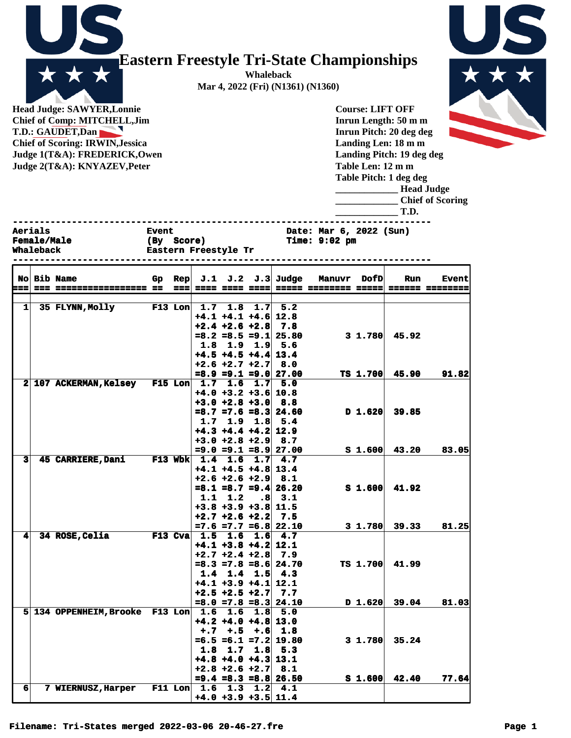# Eastern Freestyle Tri-State Championships

**Whaleback**
**Mar 4, 2022 (Fri) (N1361) (N1360)**

**Head Judge: SAWYER,Lonnie**
**Chief of Comp: MITCHELL,Jim**
**T.D.: GAUDET,Dan**
**Chief of Scoring: IRWIN,Jessica**
**Judge 1(T&A): FREDERICK,Owen**
**Judge 2(T&A): KNYAZEV,Peter**

**Course: LIFT OFF**
**Inrun Length: 50 m m**
**Inrun Pitch: 20 deg deg**
**Landing Len: 18 m m**
**Landing Pitch: 19 deg deg**
**Table Len: 12 m m**
**Table Pitch: 1 deg deg**
_____________ **Head Judge**
_____________ **Chief of Scoring**
_____________ **T.D.**

---

**Aerials** | **Event** | **Date: Mar 6, 2022 (Sun)**
**Female/Male** | **(By Score)** | **Time: 9:02 pm**
**Whaleback** | **Eastern Freestyle Tr**

---

| No | Bib | Name | Gp | Rep | J.1 | J.2 | J.3 | Judge | Manuvr | DofD | Run | Event |
|---|---|---|---|---|---|---|---|---|---|---|---|---|
| 1 | 35 | FLYNN,Molly | F13 | Lon | 1.7 | 1.8 | 1.7 | 5.2 | | | | |
| | | | | | +4.1 | +4.1 | +4.6 | 12.8 | | | | |
| | | | | | +2.4 | +2.6 | +2.8 | 7.8 | | | | |
| | | | | | =8.2 | =8.5 | =9.1 | 25.80 | 3 | 1.780 | 45.92 | |
| | | | | | 1.8 | 1.9 | 1.9 | 5.6 | | | | |
| | | | | | +4.5 | +4.5 | +4.4 | 13.4 | | | | |
| | | | | | +2.6 | +2.7 | +2.7 | 8.0 | | | | |
| | | | | | =8.9 | =9.1 | =9.0 | 27.00 | TS | 1.700 | 45.90 | 91.82 |
| 2 | 107 | ACKERMAN,Kelsey | F15 | Lon | 1.7 | 1.6 | 1.7 | 5.0 | | | | |
| | | | | | +4.0 | +3.2 | +3.6 | 10.8 | | | | |
| | | | | | +3.0 | +2.8 | +3.0 | 8.8 | | | | |
| | | | | | =8.7 | =7.6 | =8.3 | 24.60 | D | 1.620 | 39.85 | |
| | | | | | 1.7 | 1.9 | 1.8 | 5.4 | | | | |
| | | | | | +4.3 | +4.4 | +4.2 | 12.9 | | | | |
| | | | | | +3.0 | +2.8 | +2.9 | 8.7 | | | | |
| | | | | | =9.0 | =9.1 | =8.9 | 27.00 | S | 1.600 | 43.20 | 83.05 |
| 3 | 45 | CARRIERE,Dani | F13 | Wbk | 1.4 | 1.6 | 1.7 | 4.7 | | | | |
| | | | | | +4.1 | +4.5 | +4.8 | 13.4 | | | | |
| | | | | | +2.6 | +2.6 | +2.9 | 8.1 | | | | |
| | | | | | =8.1 | =8.7 | =9.4 | 26.20 | S | 1.600 | 41.92 | |
| | | | | | 1.1 | 1.2 | .8 | 3.1 | | | | |
| | | | | | +3.8 | +3.9 | +3.8 | 11.5 | | | | |
| | | | | | +2.7 | +2.6 | +2.2 | 7.5 | | | | |
| | | | | | =7.6 | =7.7 | =6.8 | 22.10 | 3 | 1.780 | 39.33 | 81.25 |
| 4 | 34 | ROSE,Celia | F13 | Cva | 1.5 | 1.6 | 1.6 | 4.7 | | | | |
| | | | | | +4.1 | +3.8 | +4.2 | 12.1 | | | | |
| | | | | | +2.7 | +2.4 | +2.8 | 7.9 | | | | |
| | | | | | =8.3 | =7.8 | =8.6 | 24.70 | TS | 1.700 | 41.99 | |
| | | | | | 1.4 | 1.4 | 1.5 | 4.3 | | | | |
| | | | | | +4.1 | +3.9 | +4.1 | 12.1 | | | | |
| | | | | | +2.5 | +2.5 | +2.7 | 7.7 | | | | |
| | | | | | =8.0 | =7.8 | =8.3 | 24.10 | D | 1.620 | 39.04 | 81.03 |
| 5 | 134 | OPPENHEIM,Brooke | F13 | Lon | 1.6 | 1.6 | 1.8 | 5.0 | | | | |
| | | | | | +4.2 | +4.0 | +4.8 | 13.0 | | | | |
| | | | | | +.7 | +.5 | +.6 | 1.8 | | | | |
| | | | | | =6.5 | =6.1 | =7.2 | 19.80 | 3 | 1.780 | 35.24 | |
| | | | | | 1.8 | 1.7 | 1.8 | 5.3 | | | | |
| | | | | | +4.8 | +4.0 | +4.3 | 13.1 | | | | |
| | | | | | +2.8 | +2.6 | +2.7 | 8.1 | | | | |
| | | | | | =9.4 | =8.3 | =8.8 | 26.50 | S | 1.600 | 42.40 | 77.64 |
| 6 | 7 | WIERNUSZ,Harper | F11 | Lon | 1.6 | 1.3 | 1.2 | 4.1 | | | | |
| | | | | | +4.0 | +3.9 | +3.5 | 11.4 | | | | |

Filename: Tri-States merged 2022-03-06 20-46-27.fre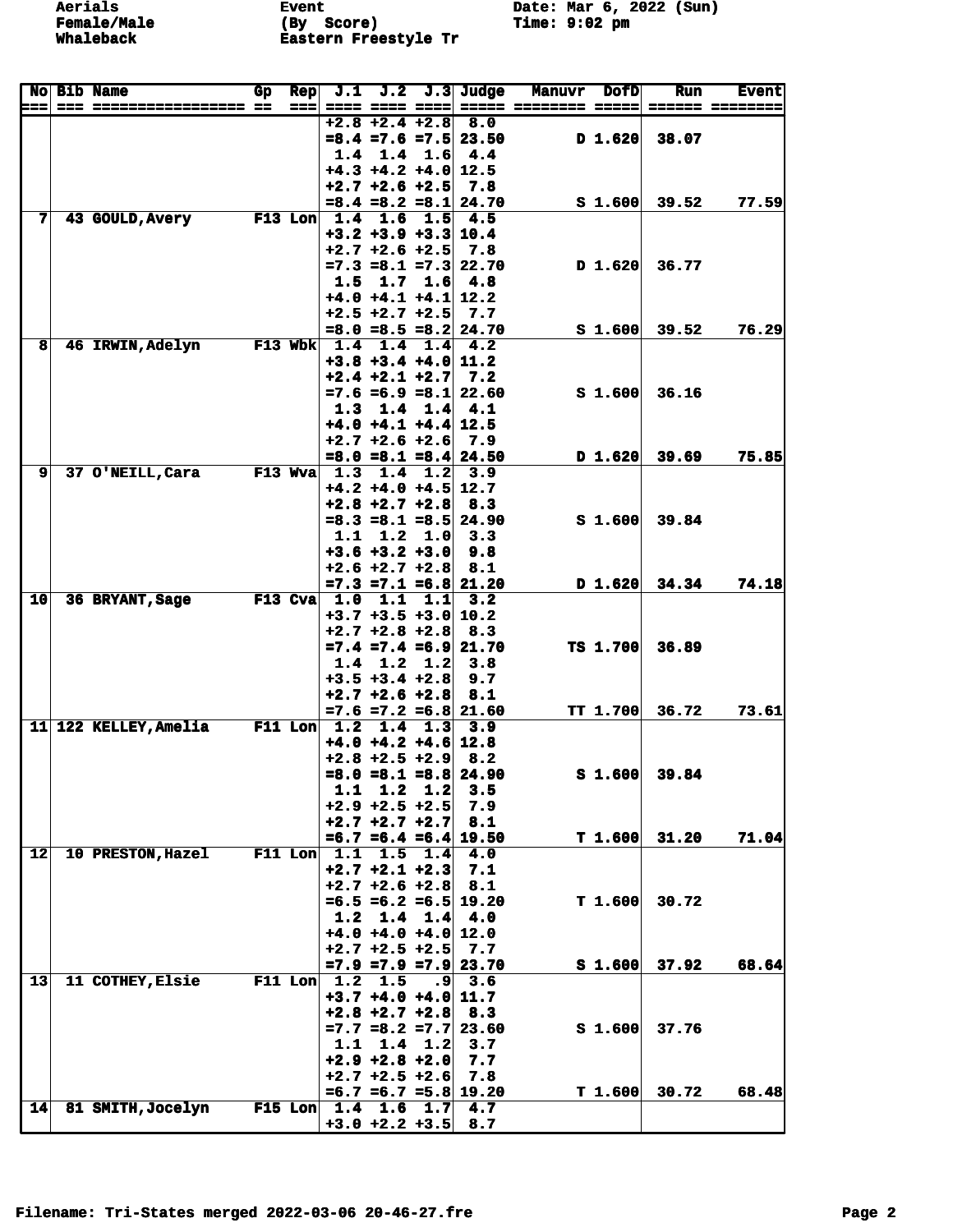Aerials
Female/Male
Whaleback

Event
(By Score)
Eastern Freestyle Tr

Date: Mar 6, 2022 (Sun)
Time: 9:02 pm

| No | Bib | Name | Gp | Rep | J.1 | J.2 | J.3 | Judge | Manuvr | DofD | Run | Event |
|---|---|---|---|---|---|---|---|---|---|---|---|---|
| | | | | | +2.8 | +2.4 | +2.8 | 8.0 | | | | |
| | | | | | =8.4 | =7.6 | =7.5 | 23.50 | D | 1.620 | 38.07 | |
| | | | | | 1.4 | 1.4 | 1.6 | 4.4 | | | | |
| | | | | | +4.3 | +4.2 | +4.0 | 12.5 | | | | |
| | | | | | +2.7 | +2.6 | +2.5 | 7.8 | | | | |
| | | | | | =8.4 | =8.2 | =8.1 | 24.70 | S | 1.600 | 39.52 | 77.59 |
| 7 | 43 | GOULD,Avery | F13 | Lon | 1.4 | 1.6 | 1.5 | 4.5 | | | | |
| | | | | | +3.2 | +3.9 | +3.3 | 10.4 | | | | |
| | | | | | +2.7 | +2.6 | +2.5 | 7.8 | | | | |
| | | | | | =7.3 | =8.1 | =7.3 | 22.70 | D | 1.620 | 36.77 | |
| | | | | | 1.5 | 1.7 | 1.6 | 4.8 | | | | |
| | | | | | +4.0 | +4.1 | +4.1 | 12.2 | | | | |
| | | | | | +2.5 | +2.7 | +2.5 | 7.7 | | | | |
| | | | | | =8.0 | =8.5 | =8.2 | 24.70 | S | 1.600 | 39.52 | 76.29 |
| 8 | 46 | IRWIN,Adelyn | F13 | Wbk | 1.4 | 1.4 | 1.4 | 4.2 | | | | |
| | | | | | +3.8 | +3.4 | +4.0 | 11.2 | | | | |
| | | | | | +2.4 | +2.1 | +2.7 | 7.2 | | | | |
| | | | | | =7.6 | =6.9 | =8.1 | 22.60 | S | 1.600 | 36.16 | |
| | | | | | 1.3 | 1.4 | 1.4 | 4.1 | | | | |
| | | | | | +4.0 | +4.1 | +4.4 | 12.5 | | | | |
| | | | | | +2.7 | +2.6 | +2.6 | 7.9 | | | | |
| | | | | | =8.0 | =8.1 | =8.4 | 24.50 | D | 1.620 | 39.69 | 75.85 |
| 9 | 37 | O'NEILL,Cara | F13 | Wva | 1.3 | 1.4 | 1.2 | 3.9 | | | | |
| | | | | | +4.2 | +4.0 | +4.5 | 12.7 | | | | |
| | | | | | +2.8 | +2.7 | +2.8 | 8.3 | | | | |
| | | | | | =8.3 | =8.1 | =8.5 | 24.90 | S | 1.600 | 39.84 | |
| | | | | | 1.1 | 1.2 | 1.0 | 3.3 | | | | |
| | | | | | +3.6 | +3.2 | +3.0 | 9.8 | | | | |
| | | | | | +2.6 | +2.7 | +2.8 | 8.1 | | | | |
| | | | | | =7.3 | =7.1 | =6.8 | 21.20 | D | 1.620 | 34.34 | 74.18 |
| 10 | 36 | BRYANT,Sage | F13 | Cva | 1.0 | 1.1 | 1.1 | 3.2 | | | | |
| | | | | | +3.7 | +3.5 | +3.0 | 10.2 | | | | |
| | | | | | +2.7 | +2.8 | +2.8 | 8.3 | | | | |
| | | | | | =7.4 | =7.4 | =6.9 | 21.70 | TS | 1.700 | 36.89 | |
| | | | | | 1.4 | 1.2 | 1.2 | 3.8 | | | | |
| | | | | | +3.5 | +3.4 | +2.8 | 9.7 | | | | |
| | | | | | +2.7 | +2.6 | +2.8 | 8.1 | | | | |
| | | | | | =7.6 | =7.2 | =6.8 | 21.60 | TT | 1.700 | 36.72 | 73.61 |
| 11 | 122 | KELLEY,Amelia | F11 | Lon | 1.2 | 1.4 | 1.3 | 3.9 | | | | |
| | | | | | +4.0 | +4.2 | +4.6 | 12.8 | | | | |
| | | | | | +2.8 | +2.5 | +2.9 | 8.2 | | | | |
| | | | | | =8.0 | =8.1 | =8.8 | 24.90 | S | 1.600 | 39.84 | |
| | | | | | 1.1 | 1.2 | 1.2 | 3.5 | | | | |
| | | | | | +2.9 | +2.5 | +2.5 | 7.9 | | | | |
| | | | | | +2.7 | +2.7 | +2.7 | 8.1 | | | | |
| | | | | | =6.7 | =6.4 | =6.4 | 19.50 | T | 1.600 | 31.20 | 71.04 |
| 12 | 10 | PRESTON,Hazel | F11 | Lon | 1.1 | 1.5 | 1.4 | 4.0 | | | | |
| | | | | | +2.7 | +2.1 | +2.3 | 7.1 | | | | |
| | | | | | +2.7 | +2.6 | +2.8 | 8.1 | | | | |
| | | | | | =6.5 | =6.2 | =6.5 | 19.20 | T | 1.600 | 30.72 | |
| | | | | | 1.2 | 1.4 | 1.4 | 4.0 | | | | |
| | | | | | +4.0 | +4.0 | +4.0 | 12.0 | | | | |
| | | | | | +2.7 | +2.5 | +2.5 | 7.7 | | | | |
| | | | | | =7.9 | =7.9 | =7.9 | 23.70 | S | 1.600 | 37.92 | 68.64 |
| 13 | 11 | COTHEY,Elsie | F11 | Lon | 1.2 | 1.5 | .9 | 3.6 | | | | |
| | | | | | +3.7 | +4.0 | +4.0 | 11.7 | | | | |
| | | | | | +2.8 | +2.7 | +2.8 | 8.3 | | | | |
| | | | | | =7.7 | =8.2 | =7.7 | 23.60 | S | 1.600 | 37.76 | |
| | | | | | 1.1 | 1.4 | 1.2 | 3.7 | | | | |
| | | | | | +2.9 | +2.8 | +2.0 | 7.7 | | | | |
| | | | | | +2.7 | +2.5 | +2.6 | 7.8 | | | | |
| | | | | | =6.7 | =6.7 | =5.8 | 19.20 | T | 1.600 | 30.72 | 68.48 |
| 14 | 81 | SMITH,Jocelyn | F15 | Lon | 1.4 | 1.6 | 1.7 | 4.7 | | | | |
| | | | | | +3.0 | +2.2 | +3.5 | 8.7 | | | | |

Filename: Tri-States merged 2022-03-06 20-46-27.fre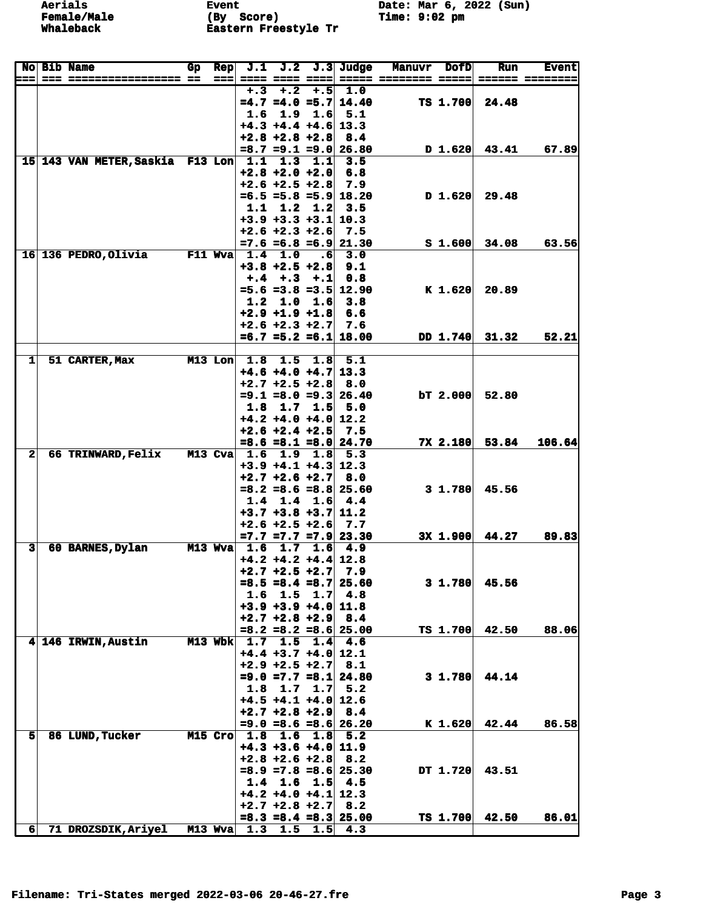Aerials | Event | Date: Mar 6, 2022 (Sun)
Female/Male | (By Score) | Time: 9:02 pm
Whaleback | Eastern Freestyle Tr |

| No | Bib | Name | Gp | Rep | J.1 | J.2 | J.3 | Judge | Manuvr | DofD | Run | Event |
|---|---|---|---|---|---|---|---|---|---|---|---|---|
| | | | | | +.3 | +.2 | +.5 | 1.0 | | | | |
| | | | | | =4.7 | =4.0 | =5.7 | 14.40 | TS | 1.700 | 24.48 | |
| | | | | | 1.6 | 1.9 | 1.6 | 5.1 | | | | |
| | | | | | +4.3 | +4.4 | +4.6 | 13.3 | | | | |
| | | | | | +2.8 | +2.8 | +2.8 | 8.4 | | | | |
| | | | | | =8.7 | =9.1 | =9.0 | 26.80 | D | 1.620 | 43.41 | 67.89 |
| 15 | 143 | VAN METER,Saskia | F13 | Lon | 1.1 | 1.3 | 1.1 | 3.5 | | | | |
| | | | | | +2.8 | +2.0 | +2.0 | 6.8 | | | | |
| | | | | | +2.6 | +2.5 | +2.8 | 7.9 | | | | |
| | | | | | =6.5 | =5.8 | =5.9 | 18.20 | D | 1.620 | 29.48 | |
| | | | | | 1.1 | 1.2 | 1.2 | 3.5 | | | | |
| | | | | | +3.9 | +3.3 | +3.1 | 10.3 | | | | |
| | | | | | +2.6 | +2.3 | +2.6 | 7.5 | | | | |
| | | | | | =7.6 | =6.8 | =6.9 | 21.30 | S | 1.600 | 34.08 | 63.56 |
| 16 | 136 | PEDRO,Olivia | F11 | Wva | 1.4 | 1.0 | .6 | 3.0 | | | | |
| | | | | | +3.8 | +2.5 | +2.8 | 9.1 | | | | |
| | | | | | +.4 | +.3 | +.1 | 0.8 | | | | |
| | | | | | =5.6 | =3.8 | =3.5 | 12.90 | K | 1.620 | 20.89 | |
| | | | | | 1.2 | 1.0 | 1.6 | 3.8 | | | | |
| | | | | | +2.9 | +1.9 | +1.8 | 6.6 | | | | |
| | | | | | +2.6 | +2.3 | +2.7 | 7.6 | | | | |
| | | | | | =6.7 | =5.2 | =6.1 | 18.00 | DD | 1.740 | 31.32 | 52.21 |
| | | | | | | | | | | | | |
| 1 | 51 | CARTER,Max | M13 | Lon | 1.8 | 1.5 | 1.8 | 5.1 | | | | |
| | | | | | +4.6 | +4.0 | +4.7 | 13.3 | | | | |
| | | | | | +2.7 | +2.5 | +2.8 | 8.0 | | | | |
| | | | | | =9.1 | =8.0 | =9.3 | 26.40 | bT | 2.000 | 52.80 | |
| | | | | | 1.8 | 1.7 | 1.5 | 5.0 | | | | |
| | | | | | +4.2 | +4.0 | +4.0 | 12.2 | | | | |
| | | | | | +2.6 | +2.4 | +2.5 | 7.5 | | | | |
| | | | | | =8.6 | =8.1 | =8.0 | 24.70 | 7X | 2.180 | 53.84 | 106.64 |
| 2 | 66 | TRINWARD,Felix | M13 | Cva | 1.6 | 1.9 | 1.8 | 5.3 | | | | |
| | | | | | +3.9 | +4.1 | +4.3 | 12.3 | | | | |
| | | | | | +2.7 | +2.6 | +2.7 | 8.0 | | | | |
| | | | | | =8.2 | =8.6 | =8.8 | 25.60 | 3 | 1.780 | 45.56 | |
| | | | | | 1.4 | 1.4 | 1.6 | 4.4 | | | | |
| | | | | | +3.7 | +3.8 | +3.7 | 11.2 | | | | |
| | | | | | +2.6 | +2.5 | +2.6 | 7.7 | | | | |
| | | | | | =7.7 | =7.7 | =7.9 | 23.30 | 3X | 1.900 | 44.27 | 89.83 |
| 3 | 60 | BARNES,Dylan | M13 | Wva | 1.6 | 1.7 | 1.6 | 4.9 | | | | |
| | | | | | +4.2 | +4.2 | +4.4 | 12.8 | | | | |
| | | | | | +2.7 | +2.5 | +2.7 | 7.9 | | | | |
| | | | | | =8.5 | =8.4 | =8.7 | 25.60 | 3 | 1.780 | 45.56 | |
| | | | | | 1.6 | 1.5 | 1.7 | 4.8 | | | | |
| | | | | | +3.9 | +3.9 | +4.0 | 11.8 | | | | |
| | | | | | +2.7 | +2.8 | +2.9 | 8.4 | | | | |
| | | | | | =8.2 | =8.2 | =8.6 | 25.00 | TS | 1.700 | 42.50 | 88.06 |
| 4 | 146 | IRWIN,Austin | M13 | Wbk | 1.7 | 1.5 | 1.4 | 4.6 | | | | |
| | | | | | +4.4 | +3.7 | +4.0 | 12.1 | | | | |
| | | | | | +2.9 | +2.5 | +2.7 | 8.1 | | | | |
| | | | | | =9.0 | =7.7 | =8.1 | 24.80 | 3 | 1.780 | 44.14 | |
| | | | | | 1.8 | 1.7 | 1.7 | 5.2 | | | | |
| | | | | | +4.5 | +4.1 | +4.0 | 12.6 | | | | |
| | | | | | +2.7 | +2.8 | +2.9 | 8.4 | | | | |
| | | | | | =9.0 | =8.6 | =8.6 | 26.20 | K | 1.620 | 42.44 | 86.58 |
| 5 | 86 | LUND,Tucker | M15 | Cro | 1.8 | 1.6 | 1.8 | 5.2 | | | | |
| | | | | | +4.3 | +3.6 | +4.0 | 11.9 | | | | |
| | | | | | +2.8 | +2.6 | +2.8 | 8.2 | | | | |
| | | | | | =8.9 | =7.8 | =8.6 | 25.30 | DT | 1.720 | 43.51 | |
| | | | | | 1.4 | 1.6 | 1.5 | 4.5 | | | | |
| | | | | | +4.2 | +4.0 | +4.1 | 12.3 | | | | |
| | | | | | +2.7 | +2.8 | +2.7 | 8.2 | | | | |
| | | | | | =8.3 | =8.4 | =8.3 | 25.00 | TS | 1.700 | 42.50 | 86.01 |
| 6 | 71 | DROZSDIK,Ariyel | M13 | Wva | 1.3 | 1.5 | 1.5 | 4.3 | | | | |

Filename: Tri-States merged 2022-03-06 20-46-27.fre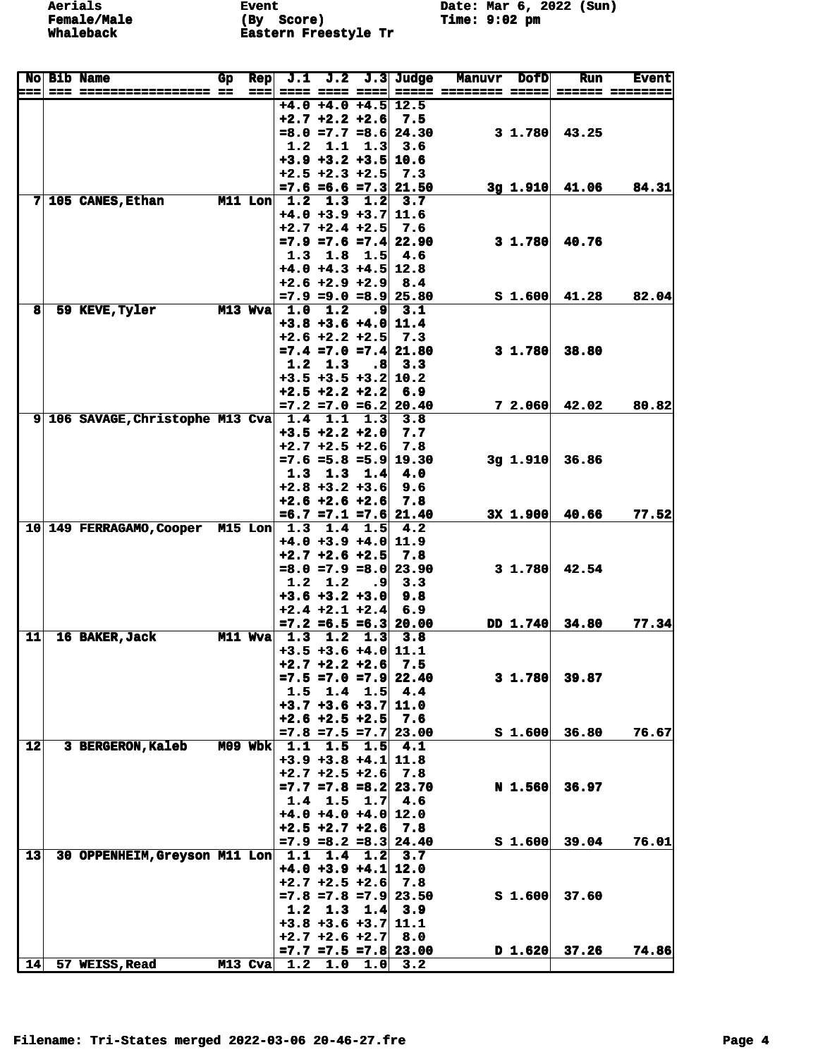Aerials
Female/Male
Whaleback

Event
(By Score)
Eastern Freestyle Tr

Date: Mar 6, 2022 (Sun)
Time: 9:02 pm

| No | Bib | Name | Gp | Rep | J.1 | J.2 | J.3 | Judge | Manuvr | DofD | Run | Event |
|---|---|---|---|---|---|---|---|---|---|---|---|---|
| | | | | | +4.0 | +4.0 | +4.5 | 12.5 | | | | |
| | | | | | +2.7 | +2.2 | +2.6 | 7.5 | | | | |
| | | | | | =8.0 | =7.7 | =8.6 | 24.30 | 3 | 1.780 | 43.25 | |
| | | | | | 1.2 | 1.1 | 1.3 | 3.6 | | | | |
| | | | | | +3.9 | +3.2 | +3.5 | 10.6 | | | | |
| | | | | | +2.5 | +2.3 | +2.5 | 7.3 | | | | |
| | | | | | =7.6 | =6.6 | =7.3 | 21.50 | 3g | 1.910 | 41.06 | 84.31 |
| 7 | 105 | CANES,Ethan | M11 | Lon | 1.2 | 1.3 | 1.2 | 3.7 | | | | |
| | | | | | +4.0 | +3.9 | +3.7 | 11.6 | | | | |
| | | | | | +2.7 | +2.4 | +2.5 | 7.6 | | | | |
| | | | | | =7.9 | =7.6 | =7.4 | 22.90 | 3 | 1.780 | 40.76 | |
| | | | | | 1.3 | 1.8 | 1.5 | 4.6 | | | | |
| | | | | | +4.0 | +4.3 | +4.5 | 12.8 | | | | |
| | | | | | +2.6 | +2.9 | +2.9 | 8.4 | | | | |
| | | | | | =7.9 | =9.0 | =8.9 | 25.80 | S | 1.600 | 41.28 | 82.04 |
| 8 | 59 | KEVE,Tyler | M13 | Wva | 1.0 | 1.2 | .9 | 3.1 | | | | |
| | | | | | +3.8 | +3.6 | +4.0 | 11.4 | | | | |
| | | | | | +2.6 | +2.2 | +2.5 | 7.3 | | | | |
| | | | | | =7.4 | =7.0 | =7.4 | 21.80 | 3 | 1.780 | 38.80 | |
| | | | | | 1.2 | 1.3 | .8 | 3.3 | | | | |
| | | | | | +3.5 | +3.5 | +3.2 | 10.2 | | | | |
| | | | | | +2.5 | +2.2 | +2.2 | 6.9 | | | | |
| | | | | | =7.2 | =7.0 | =6.2 | 20.40 | 7 | 2.060 | 42.02 | 80.82 |
| 9 | 106 | SAVAGE,Christophe | M13 | Cva | 1.4 | 1.1 | 1.3 | 3.8 | | | | |
| | | | | | +3.5 | +2.2 | +2.0 | 7.7 | | | | |
| | | | | | +2.7 | +2.5 | +2.6 | 7.8 | | | | |
| | | | | | =7.6 | =5.8 | =5.9 | 19.30 | 3g | 1.910 | 36.86 | |
| | | | | | 1.3 | 1.3 | 1.4 | 4.0 | | | | |
| | | | | | +2.8 | +3.2 | +3.6 | 9.6 | | | | |
| | | | | | +2.6 | +2.6 | +2.6 | 7.8 | | | | |
| | | | | | =6.7 | =7.1 | =7.6 | 21.40 | 3X | 1.900 | 40.66 | 77.52 |
| 10 | 149 | FERRAGAMO,Cooper | M15 | Lon | 1.3 | 1.4 | 1.5 | 4.2 | | | | |
| | | | | | +4.0 | +3.9 | +4.0 | 11.9 | | | | |
| | | | | | +2.7 | +2.6 | +2.5 | 7.8 | | | | |
| | | | | | =8.0 | =7.9 | =8.0 | 23.90 | 3 | 1.780 | 42.54 | |
| | | | | | 1.2 | 1.2 | .9 | 3.3 | | | | |
| | | | | | +3.6 | +3.2 | +3.0 | 9.8 | | | | |
| | | | | | +2.4 | +2.1 | +2.4 | 6.9 | | | | |
| | | | | | =7.2 | =6.5 | =6.3 | 20.00 | DD | 1.740 | 34.80 | 77.34 |
| 11 | 16 | BAKER,Jack | M11 | Wva | 1.3 | 1.2 | 1.3 | 3.8 | | | | |
| | | | | | +3.5 | +3.6 | +4.0 | 11.1 | | | | |
| | | | | | +2.7 | +2.2 | +2.6 | 7.5 | | | | |
| | | | | | =7.5 | =7.0 | =7.9 | 22.40 | 3 | 1.780 | 39.87 | |
| | | | | | 1.5 | 1.4 | 1.5 | 4.4 | | | | |
| | | | | | +3.7 | +3.6 | +3.7 | 11.0 | | | | |
| | | | | | +2.6 | +2.5 | +2.5 | 7.6 | | | | |
| | | | | | =7.8 | =7.5 | =7.7 | 23.00 | S | 1.600 | 36.80 | 76.67 |
| 12 | 3 | BERGERON,Kaleb | M09 | Wbk | 1.1 | 1.5 | 1.5 | 4.1 | | | | |
| | | | | | +3.9 | +3.8 | +4.1 | 11.8 | | | | |
| | | | | | +2.7 | +2.5 | +2.6 | 7.8 | | | | |
| | | | | | =7.7 | =7.8 | =8.2 | 23.70 | N | 1.560 | 36.97 | |
| | | | | | 1.4 | 1.5 | 1.7 | 4.6 | | | | |
| | | | | | +4.0 | +4.0 | +4.0 | 12.0 | | | | |
| | | | | | +2.5 | +2.7 | +2.6 | 7.8 | | | | |
| | | | | | =7.9 | =8.2 | =8.3 | 24.40 | S | 1.600 | 39.04 | 76.01 |
| 13 | 30 | OPPENHEIM,Greyson | M11 | Lon | 1.1 | 1.4 | 1.2 | 3.7 | | | | |
| | | | | | +4.0 | +3.9 | +4.1 | 12.0 | | | | |
| | | | | | +2.7 | +2.5 | +2.6 | 7.8 | | | | |
| | | | | | =7.8 | =7.8 | =7.9 | 23.50 | S | 1.600 | 37.60 | |
| | | | | | 1.2 | 1.3 | 1.4 | 3.9 | | | | |
| | | | | | +3.8 | +3.6 | +3.7 | 11.1 | | | | |
| | | | | | +2.7 | +2.6 | +2.7 | 8.0 | | | | |
| | | | | | =7.7 | =7.5 | =7.8 | 23.00 | D | 1.620 | 37.26 | 74.86 |
| 14 | 57 | WEISS,Read | M13 | Cva | 1.2 | 1.0 | 1.0 | 3.2 | | | | |

Filename: Tri-States merged 2022-03-06 20-46-27.fre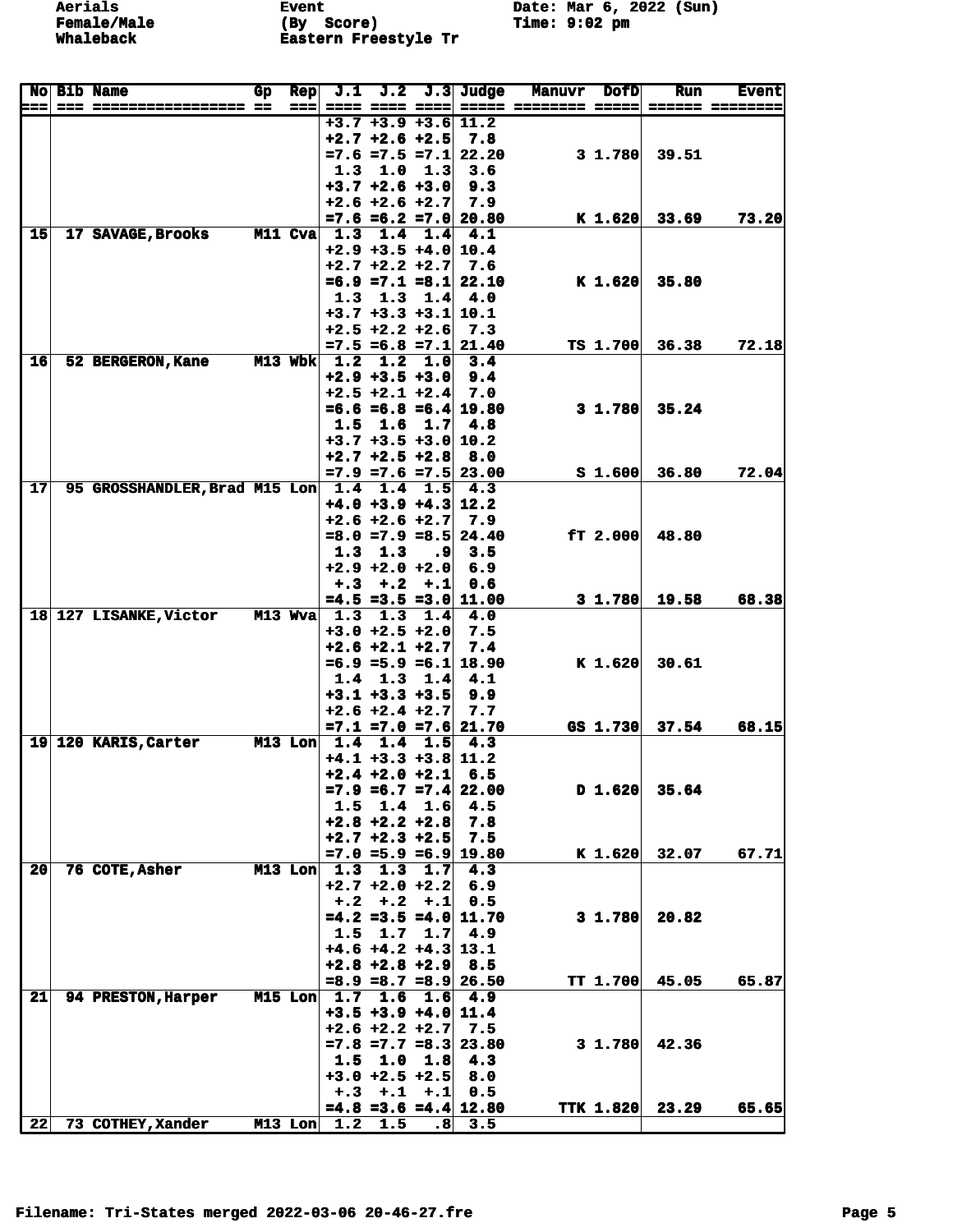Aerials
Female/Male
Whaleback

Event
(By Score)
Eastern Freestyle Tr

Date: Mar 6, 2022 (Sun)
Time: 9:02 pm

| No | Bib | Name | Gp | Rep | J.1 | J.2 | J.3 | Judge | Manuvr | DofD | Run | Event |
|---|---|---|---|---|---|---|---|---|---|---|---|---|
| | | | | | +3.7 | +3.9 | +3.6 | 11.2 | | | | |
| | | | | | +2.7 | +2.6 | +2.5 | 7.8 | | | | |
| | | | | | =7.6 | =7.5 | =7.1 | 22.20 | 3 | 1.780 | 39.51 | |
| | | | | | 1.3 | 1.0 | 1.3 | 3.6 | | | | |
| | | | | | +3.7 | +2.6 | +3.0 | 9.3 | | | | |
| | | | | | +2.6 | +2.6 | +2.7 | 7.9 | | | | |
| | | | | | =7.6 | =6.2 | =7.0 | 20.80 | K | 1.620 | 33.69 | 73.20 |
| 15 | 17 | SAVAGE,Brooks | M11 | Cva | 1.3 | 1.4 | 1.4 | 4.1 | | | | |
| | | | | | +2.9 | +3.5 | +4.0 | 10.4 | | | | |
| | | | | | +2.7 | +2.2 | +2.7 | 7.6 | | | | |
| | | | | | =6.9 | =7.1 | =8.1 | 22.10 | K | 1.620 | 35.80 | |
| | | | | | 1.3 | 1.3 | 1.4 | 4.0 | | | | |
| | | | | | +3.7 | +3.3 | +3.1 | 10.1 | | | | |
| | | | | | +2.5 | +2.2 | +2.6 | 7.3 | | | | |
| | | | | | =7.5 | =6.8 | =7.1 | 21.40 | TS | 1.700 | 36.38 | 72.18 |
| 16 | 52 | BERGERON,Kane | M13 | Wbk | 1.2 | 1.2 | 1.0 | 3.4 | | | | |
| | | | | | +2.9 | +3.5 | +3.0 | 9.4 | | | | |
| | | | | | +2.5 | +2.1 | +2.4 | 7.0 | | | | |
| | | | | | =6.6 | =6.8 | =6.4 | 19.80 | 3 | 1.780 | 35.24 | |
| | | | | | 1.5 | 1.6 | 1.7 | 4.8 | | | | |
| | | | | | +3.7 | +3.5 | +3.0 | 10.2 | | | | |
| | | | | | +2.7 | +2.5 | +2.8 | 8.0 | | | | |
| | | | | | =7.9 | =7.6 | =7.5 | 23.00 | S | 1.600 | 36.80 | 72.04 |
| 17 | 95 | GROSSHANDLER,Brad | M15 | Lon | 1.4 | 1.4 | 1.5 | 4.3 | | | | |
| | | | | | +4.0 | +3.9 | +4.3 | 12.2 | | | | |
| | | | | | +2.6 | +2.6 | +2.7 | 7.9 | | | | |
| | | | | | =8.0 | =7.9 | =8.5 | 24.40 | fT | 2.000 | 48.80 | |
| | | | | | 1.3 | 1.3 | .9 | 3.5 | | | | |
| | | | | | +2.9 | +2.0 | +2.0 | 6.9 | | | | |
| | | | | | +.3 | +.2 | +.1 | 0.6 | | | | |
| | | | | | =4.5 | =3.5 | =3.0 | 11.00 | 3 | 1.780 | 19.58 | 68.38 |
| 18 | 127 | LISANKE,Victor | M13 | Wva | 1.3 | 1.3 | 1.4 | 4.0 | | | | |
| | | | | | +3.0 | +2.5 | +2.0 | 7.5 | | | | |
| | | | | | +2.6 | +2.1 | +2.7 | 7.4 | | | | |
| | | | | | =6.9 | =5.9 | =6.1 | 18.90 | K | 1.620 | 30.61 | |
| | | | | | 1.4 | 1.3 | 1.4 | 4.1 | | | | |
| | | | | | +3.1 | +3.3 | +3.5 | 9.9 | | | | |
| | | | | | +2.6 | +2.4 | +2.7 | 7.7 | | | | |
| | | | | | =7.1 | =7.0 | =7.6 | 21.70 | GS | 1.730 | 37.54 | 68.15 |
| 19 | 120 | KARIS,Carter | M13 | Lon | 1.4 | 1.4 | 1.5 | 4.3 | | | | |
| | | | | | +4.1 | +3.3 | +3.8 | 11.2 | | | | |
| | | | | | +2.4 | +2.0 | +2.1 | 6.5 | | | | |
| | | | | | =7.9 | =6.7 | =7.4 | 22.00 | D | 1.620 | 35.64 | |
| | | | | | 1.5 | 1.4 | 1.6 | 4.5 | | | | |
| | | | | | +2.8 | +2.2 | +2.8 | 7.8 | | | | |
| | | | | | +2.7 | +2.3 | +2.5 | 7.5 | | | | |
| | | | | | =7.0 | =5.9 | =6.9 | 19.80 | K | 1.620 | 32.07 | 67.71 |
| 20 | 76 | COTE,Asher | M13 | Lon | 1.3 | 1.3 | 1.7 | 4.3 | | | | |
| | | | | | +2.7 | +2.0 | +2.2 | 6.9 | | | | |
| | | | | | +.2 | +.2 | +.1 | 0.5 | | | | |
| | | | | | =4.2 | =3.5 | =4.0 | 11.70 | 3 | 1.780 | 20.82 | |
| | | | | | 1.5 | 1.7 | 1.7 | 4.9 | | | | |
| | | | | | +4.6 | +4.2 | +4.3 | 13.1 | | | | |
| | | | | | +2.8 | +2.8 | +2.9 | 8.5 | | | | |
| | | | | | =8.9 | =8.7 | =8.9 | 26.50 | TT | 1.700 | 45.05 | 65.87 |
| 21 | 94 | PRESTON,Harper | M15 | Lon | 1.7 | 1.6 | 1.6 | 4.9 | | | | |
| | | | | | +3.5 | +3.9 | +4.0 | 11.4 | | | | |
| | | | | | +2.6 | +2.2 | +2.7 | 7.5 | | | | |
| | | | | | =7.8 | =7.7 | =8.3 | 23.80 | 3 | 1.780 | 42.36 | |
| | | | | | 1.5 | 1.0 | 1.8 | 4.3 | | | | |
| | | | | | +3.0 | +2.5 | +2.5 | 8.0 | | | | |
| | | | | | +.3 | +.1 | +.1 | 0.5 | | | | |
| | | | | | =4.8 | =3.6 | =4.4 | 12.80 | TTK | 1.820 | 23.29 | 65.65 |
| 22 | 73 | COTHEY,Xander | M13 | Lon | 1.2 | 1.5 | .8 | 3.5 | | | | |

Filename: Tri-States merged 2022-03-06 20-46-27.fre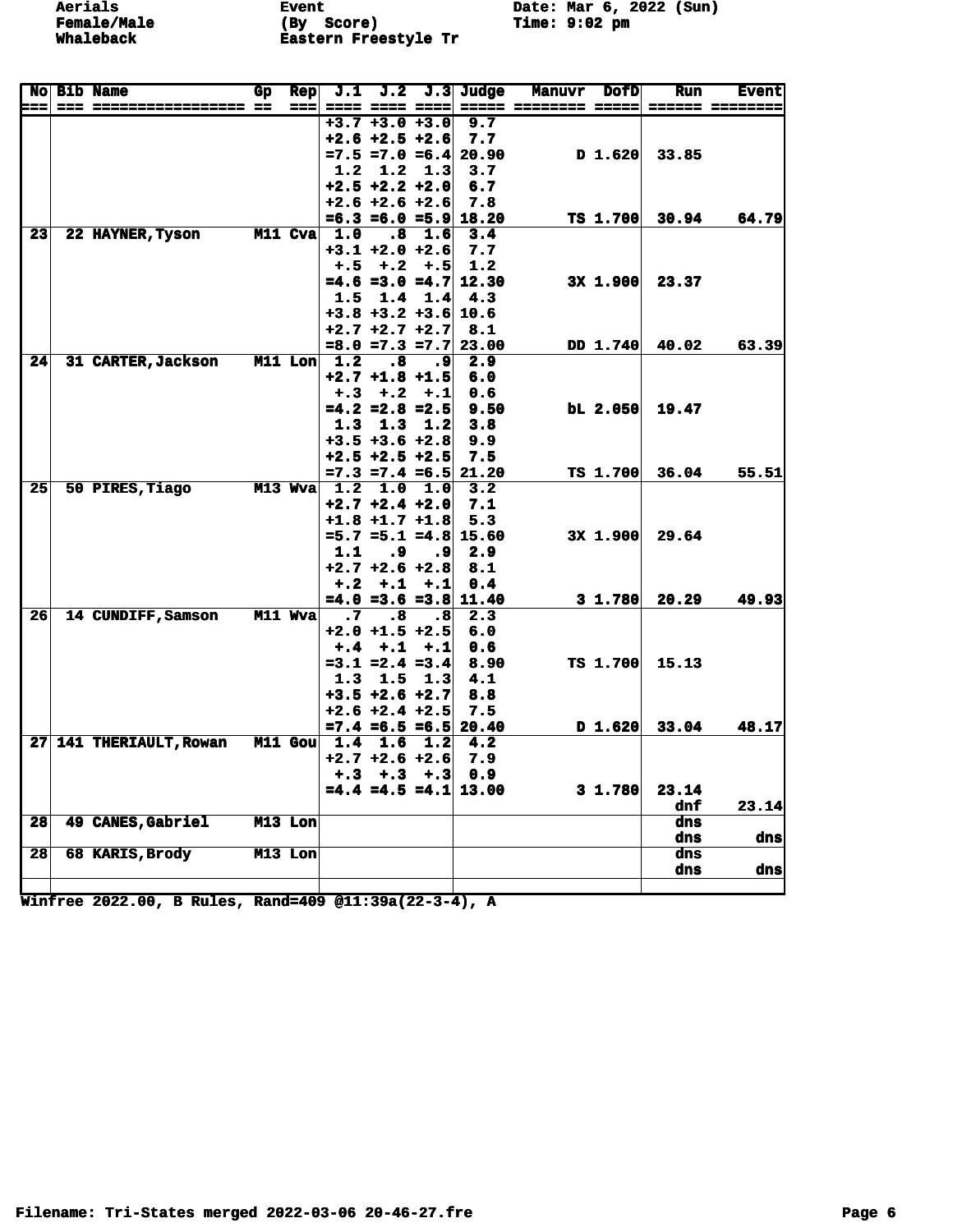Aerials
Female/Male
Whaleback

Event
(By Score)
Eastern Freestyle Tr

Date: Mar 6, 2022 (Sun)
Time: 9:02 pm

| No | Bib | Name | Gp | Rep | J.1 | J.2 | J.3 | Judge | Manuvr | DofD | Run | Event |
|---|---|---|---|---|---|---|---|---|---|---|---|---|
| | | | | | +3.7 | +3.0 | +3.0 | 9.7 | | | | |
| | | | | | +2.6 | +2.5 | +2.6 | 7.7 | | | | |
| | | | | | =7.5 | =7.0 | =6.4 | 20.90 | D | 1.620 | 33.85 | |
| | | | | | 1.2 | 1.2 | 1.3 | 3.7 | | | | |
| | | | | | +2.5 | +2.2 | +2.0 | 6.7 | | | | |
| | | | | | +2.6 | +2.6 | +2.6 | 7.8 | | | | |
| | | | | | =6.3 | =6.0 | =5.9 | 18.20 | TS | 1.700 | 30.94 | 64.79 |
| 23 | 22 | HAYNER,Tyson | M11 | Cva | 1.0 | .8 | 1.6 | 3.4 | | | | |
| | | | | | +3.1 | +2.0 | +2.6 | 7.7 | | | | |
| | | | | | +.5 | +.2 | +.5 | 1.2 | | | | |
| | | | | | =4.6 | =3.0 | =4.7 | 12.30 | 3X | 1.900 | 23.37 | |
| | | | | | 1.5 | 1.4 | 1.4 | 4.3 | | | | |
| | | | | | +3.8 | +3.2 | +3.6 | 10.6 | | | | |
| | | | | | +2.7 | +2.7 | +2.7 | 8.1 | | | | |
| | | | | | =8.0 | =7.3 | =7.7 | 23.00 | DD | 1.740 | 40.02 | 63.39 |
| 24 | 31 | CARTER,Jackson | M11 | Lon | 1.2 | .8 | .9 | 2.9 | | | | |
| | | | | | +2.7 | +1.8 | +1.5 | 6.0 | | | | |
| | | | | | +.3 | +.2 | +.1 | 0.6 | | | | |
| | | | | | =4.2 | =2.8 | =2.5 | 9.50 | bL | 2.050 | 19.47 | |
| | | | | | 1.3 | 1.3 | 1.2 | 3.8 | | | | |
| | | | | | +3.5 | +3.6 | +2.8 | 9.9 | | | | |
| | | | | | +2.5 | +2.5 | +2.5 | 7.5 | | | | |
| | | | | | =7.3 | =7.4 | =6.5 | 21.20 | TS | 1.700 | 36.04 | 55.51 |
| 25 | 50 | PIRES,Tiago | M13 | Wva | 1.2 | 1.0 | 1.0 | 3.2 | | | | |
| | | | | | +2.7 | +2.4 | +2.0 | 7.1 | | | | |
| | | | | | +1.8 | +1.7 | +1.8 | 5.3 | | | | |
| | | | | | =5.7 | =5.1 | =4.8 | 15.60 | 3X | 1.900 | 29.64 | |
| | | | | | 1.1 | .9 | .9 | 2.9 | | | | |
| | | | | | +2.7 | +2.6 | +2.8 | 8.1 | | | | |
| | | | | | +.2 | +.1 | +.1 | 0.4 | | | | |
| | | | | | =4.0 | =3.6 | =3.8 | 11.40 | 3 | 1.780 | 20.29 | 49.93 |
| 26 | 14 | CUNDIFF,Samson | M11 | Wva | .7 | .8 | .8 | 2.3 | | | | |
| | | | | | +2.0 | +1.5 | +2.5 | 6.0 | | | | |
| | | | | | +.4 | +.1 | +.1 | 0.6 | | | | |
| | | | | | =3.1 | =2.4 | =3.4 | 8.90 | TS | 1.700 | 15.13 | |
| | | | | | 1.3 | 1.5 | 1.3 | 4.1 | | | | |
| | | | | | +3.5 | +2.6 | +2.7 | 8.8 | | | | |
| | | | | | +2.6 | +2.4 | +2.5 | 7.5 | | | | |
| | | | | | =7.4 | =6.5 | =6.5 | 20.40 | D | 1.620 | 33.04 | 48.17 |
| 27 | 141 | THERIAULT,Rowan | M11 | Gou | 1.4 | 1.6 | 1.2 | 4.2 | | | | |
| | | | | | +2.7 | +2.6 | +2.6 | 7.9 | | | | |
| | | | | | +.3 | +.3 | +.3 | 0.9 | | | | |
| | | | | | =4.4 | =4.5 | =4.1 | 13.00 | 3 | 1.780 | 23.14 | |
| | | | | | | | | | | | dnf | 23.14 |
| 28 | 49 | CANES,Gabriel | M13 | Lon | | | | | | | dns | |
| | | | | | | | | | | | dns | dns |
| 28 | 68 | KARIS,Brody | M13 | Lon | | | | | | | dns | |
| | | | | | | | | | | | dns | dns |

Winfree 2022.00, B Rules, Rand=409 @11:39a(22-3-4), A

Filename: Tri-States merged 2022-03-06 20-46-27.fre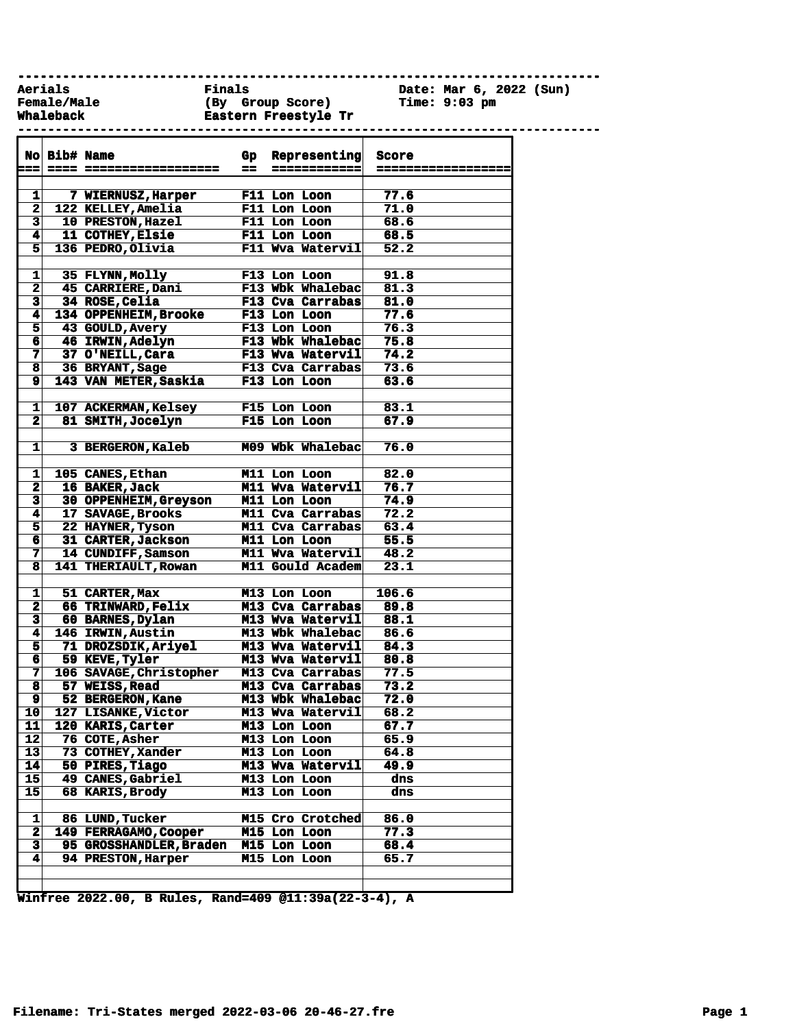Aerials | Finals | Date: Mar 6, 2022 (Sun)
Female/Male | (By Group Score) | Time: 9:03 pm
Whaleback | Eastern Freestyle Tr |

| No | Bib# | Name | Gp | Representing | Score |
|---|---|---|---|---|---|
| 1 | 7 | WIERNUSZ,Harper | F11 | Lon Loon | 77.6 |
| 2 | 122 | KELLEY,Amelia | F11 | Lon Loon | 71.0 |
| 3 | 10 | PRESTON,Hazel | F11 | Lon Loon | 68.6 |
| 4 | 11 | COTHEY,Elsie | F11 | Lon Loon | 68.5 |
| 5 | 136 | PEDRO,Olivia | F11 | Wva Watervil | 52.2 |
| | | | | | |
| 1 | 35 | FLYNN,Molly | F13 | Lon Loon | 91.8 |
| 2 | 45 | CARRIERE,Dani | F13 | Wbk Whalebac | 81.3 |
| 3 | 34 | ROSE,Celia | F13 | Cva Carrabas | 81.0 |
| 4 | 134 | OPPENHEIM,Brooke | F13 | Lon Loon | 77.6 |
| 5 | 43 | GOULD,Avery | F13 | Lon Loon | 76.3 |
| 6 | 46 | IRWIN,Adelyn | F13 | Wbk Whalebac | 75.8 |
| 7 | 37 | O'NEILL,Cara | F13 | Wva Watervil | 74.2 |
| 8 | 36 | BRYANT,Sage | F13 | Cva Carrabas | 73.6 |
| 9 | 143 | VAN METER,Saskia | F13 | Lon Loon | 63.6 |
| | | | | | |
| 1 | 107 | ACKERMAN,Kelsey | F15 | Lon Loon | 83.1 |
| 2 | 81 | SMITH,Jocelyn | F15 | Lon Loon | 67.9 |
| | | | | | |
| 1 | 3 | BERGERON,Kaleb | M09 | Wbk Whalebac | 76.0 |
| | | | | | |
| 1 | 105 | CANES,Ethan | M11 | Lon Loon | 82.0 |
| 2 | 16 | BAKER,Jack | M11 | Wva Watervil | 76.7 |
| 3 | 30 | OPPENHEIM,Greyson | M11 | Lon Loon | 74.9 |
| 4 | 17 | SAVAGE,Brooks | M11 | Cva Carrabas | 72.2 |
| 5 | 22 | HAYNER,Tyson | M11 | Cva Carrabas | 63.4 |
| 6 | 31 | CARTER,Jackson | M11 | Lon Loon | 55.5 |
| 7 | 14 | CUNDIFF,Samson | M11 | Wva Watervil | 48.2 |
| 8 | 141 | THERIAULT,Rowan | M11 | Gould Academ | 23.1 |
| | | | | | |
| 1 | 51 | CARTER,Max | M13 | Lon Loon | 106.6 |
| 2 | 66 | TRINWARD,Felix | M13 | Cva Carrabas | 89.8 |
| 3 | 60 | BARNES,Dylan | M13 | Wva Watervil | 88.1 |
| 4 | 146 | IRWIN,Austin | M13 | Wbk Whalebac | 86.6 |
| 5 | 71 | DROZSDIK,Ariyel | M13 | Wva Watervil | 84.3 |
| 6 | 59 | KEVE,Tyler | M13 | Wva Watervil | 80.8 |
| 7 | 106 | SAVAGE,Christopher | M13 | Cva Carrabas | 77.5 |
| 8 | 57 | WEISS,Read | M13 | Cva Carrabas | 73.2 |
| 9 | 52 | BERGERON,Kane | M13 | Wbk Whalebac | 72.0 |
| 10 | 127 | LISANKE,Victor | M13 | Wva Watervil | 68.2 |
| 11 | 120 | KARIS,Carter | M13 | Lon Loon | 67.7 |
| 12 | 76 | COTE,Asher | M13 | Lon Loon | 65.9 |
| 13 | 73 | COTHEY,Xander | M13 | Lon Loon | 64.8 |
| 14 | 50 | PIRES,Tiago | M13 | Wva Watervil | 49.9 |
| 15 | 49 | CANES,Gabriel | M13 | Lon Loon | dns |
| 15 | 68 | KARIS,Brody | M13 | Lon Loon | dns |
| | | | | | |
| 1 | 86 | LUND,Tucker | M15 | Cro Crotched | 86.0 |
| 2 | 149 | FERRAGAMO,Cooper | M15 | Lon Loon | 77.3 |
| 3 | 95 | GROSSHANDLER,Braden | M15 | Lon Loon | 68.4 |
| 4 | 94 | PRESTON,Harper | M15 | Lon Loon | 65.7 |

Winfree 2022.00, B Rules, Rand=409 @11:39a(22-3-4), A

Filename: Tri-States merged 2022-03-06 20-46-27.fre